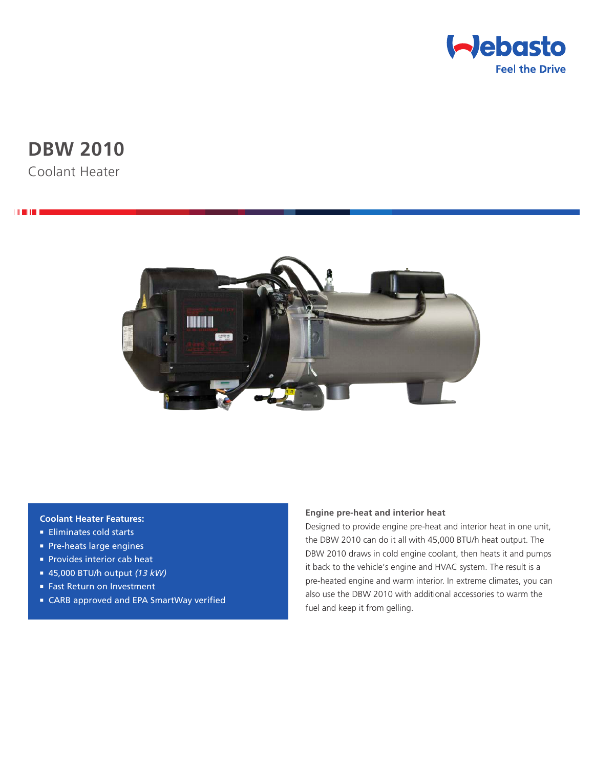Webasto
Feel the Drive

# DBW 2010

Coolant Heater

**Coolant Heater Features:**

- Eliminates cold starts
- Pre-heats large engines
- Provides interior cab heat
- 45,000 BTU/h output *(13 kW)*
- Fast Return on Investment
- CARB approved and EPA SmartWay verified

**Engine pre-heat and interior heat**

Designed to provide engine pre-heat and interior heat in one unit, the DBW 2010 can do it all with 45,000 BTU/h heat output. The DBW 2010 draws in cold engine coolant, then heats it and pumps it back to the vehicle's engine and HVAC system. The result is a pre-heated engine and warm interior. In extreme climates, you can also use the DBW 2010 with additional accessories to warm the fuel and keep it from gelling.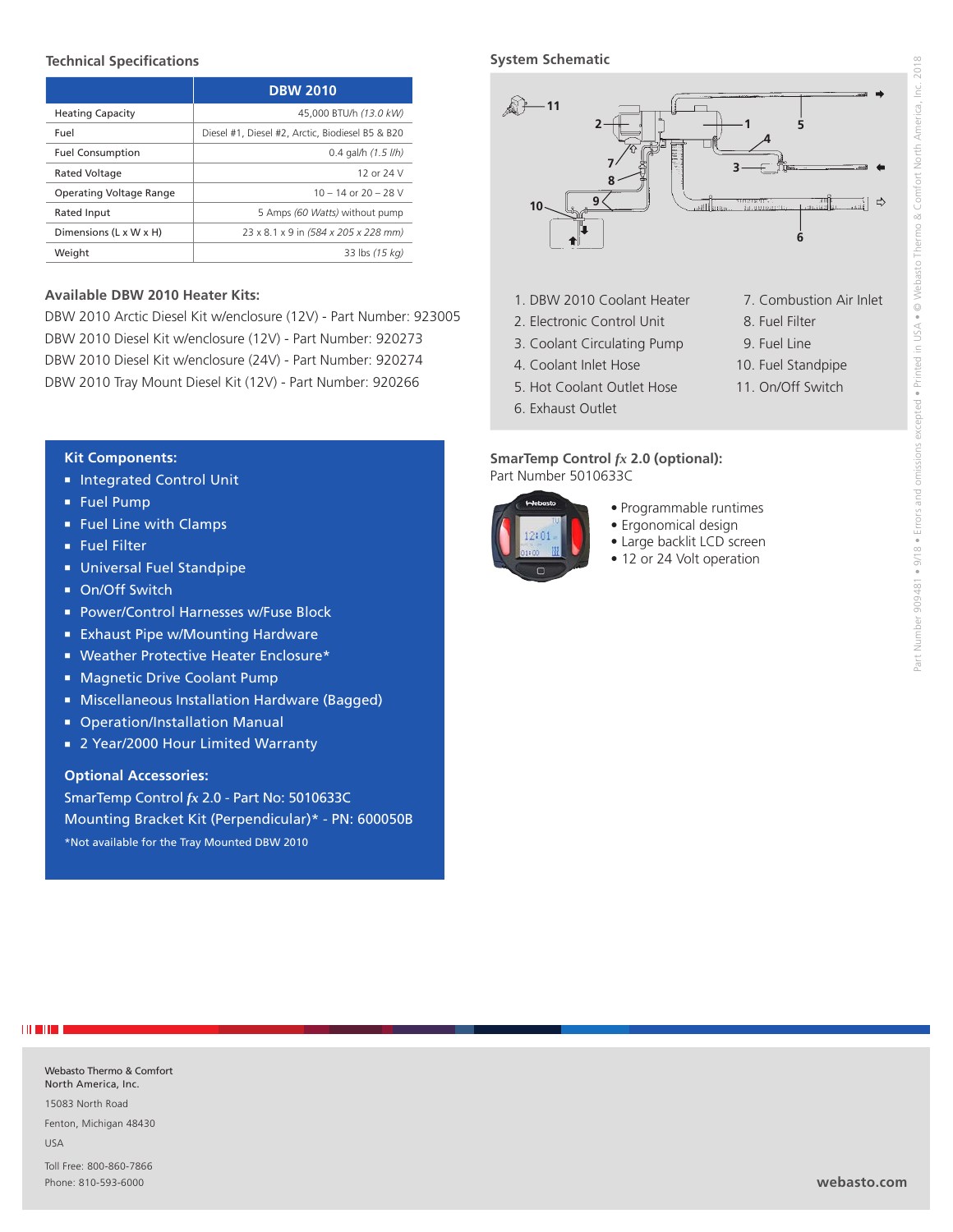## Technical Specifications

| | DBW 2010 |
|---|---|
| Heating Capacity | 45,000 BTU/h *(13.0 kW)* |
| Fuel | Diesel #1, Diesel #2, Arctic, Biodiesel B5 & B20 |
| Fuel Consumption | 0.4 gal/h *(1.5 l/h)* |
| Rated Voltage | 12 or 24 V |
| Operating Voltage Range | 10 – 14 or 20 – 28 V |
| Rated Input | 5 Amps *(60 Watts)* without pump |
| Dimensions (L x W x H) | 23 x 8.1 x 9 in *(584 x 205 x 228 mm)* |
| Weight | 33 lbs *(15 kg)* |

### Available DBW 2010 Heater Kits:

DBW 2010 Arctic Diesel Kit w/enclosure (12V) - Part Number: 923005
DBW 2010 Diesel Kit w/enclosure (12V) - Part Number: 920273
DBW 2010 Diesel Kit w/enclosure (24V) - Part Number: 920274
DBW 2010 Tray Mount Diesel Kit (12V) - Part Number: 920266

### Kit Components:

- Integrated Control Unit
- Fuel Pump
- Fuel Line with Clamps
- Fuel Filter
- Universal Fuel Standpipe
- On/Off Switch
- Power/Control Harnesses w/Fuse Block
- Exhaust Pipe w/Mounting Hardware
- Weather Protective Heater Enclosure*
- Magnetic Drive Coolant Pump
- Miscellaneous Installation Hardware (Bagged)
- Operation/Installation Manual
- 2 Year/2000 Hour Limited Warranty

### Optional Accessories:

SmarTemp Control *fx* 2.0 - Part No: 5010633C
Mounting Bracket Kit (Perpendicular)* - PN: 600050B

*Not available for the Tray Mounted DBW 2010

## System Schematic

1. DBW 2010 Coolant Heater
2. Electronic Control Unit
3. Coolant Circulating Pump
4. Coolant Inlet Hose
5. Hot Coolant Outlet Hose
6. Exhaust Outlet
7. Combustion Air Inlet
8. Fuel Filter
9. Fuel Line
10. Fuel Standpipe
11. On/Off Switch

### SmarTemp Control *fx* 2.0 (optional):

Part Number 5010633C

- Programmable runtimes
- Ergonomical design
- Large backlit LCD screen
- 12 or 24 Volt operation

Part Number 909481 • 9/18 • Errors and omissions excepted • Printed in USA • © Webasto Thermo & Comfort North America, Inc. 2018

Webasto Thermo & Comfort
North America, Inc.
15083 North Road
Fenton, Michigan 48430
USA
Toll Free: 800-860-7866
Phone: 810-593-6000

webasto.com